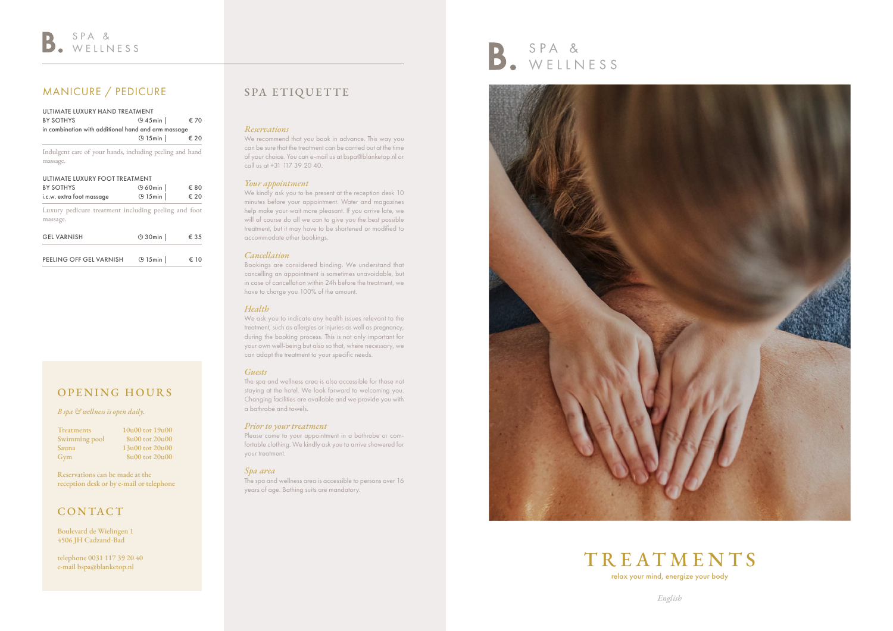# B. SPA & WELLNESS

## MANICURE / PEDICURE

| Treatment | Duration | Price |
|---|---|---|
| ULTIMATE LUXURY HAND TREATMENT BY SOTHYS | 45min | € 70 |
| in combination with additional hand and arm massage | 15min | € 20 |

Indulgent care of your hands, including peeling and hand massage.

| Treatment | Duration | Price |
|---|---|---|
| ULTIMATE LUXURY FOOT TREATMENT BY SOTHYS | 60min | € 80 |
| i.c.w. extra foot massage | 15min | € 20 |

Luxury pedicure treatment including peeling and foot massage.

| Treatment | Duration | Price |
|---|---|---|
| GEL VARNISH | 30min | € 35 |
| PEELING OFF GEL VARNISH | 15min | € 10 |

## OPENING HOURS

*B spa & wellness is open daily.*

| | |
|---|---|
| Treatments | 10u00 tot 19u00 |
| Swimming pool | 8u00 tot 20u00 |
| Sauna | 13u00 tot 20u00 |
| Gym | 8u00 tot 20u00 |

Reservations can be made at the reception desk or by e-mail or telephone

## CONTACT

Boulevard de Wielingen 1
4506 JH Cadzand-Bad

telephone 0031 117 39 20 40
e-mail bspa@blanketop.nl

## SPA ETIQUETTE

*Reservations*
We recommend that you book in advance. This way you can be sure that the treatment can be carried out at the time of your choice. You can e-mail us at bspa@blanketop.nl or call us at +31 117 39 20 40.

*Your appointment*
We kindly ask you to be present at the reception desk 10 minutes before your appointment. Water and magazines help make your wait more pleasant. If you arrive late, we will of course do all we can to give you the best possible treatment, but it may have to be shortened or modified to accommodate other bookings.

*Cancellation*
Bookings are considered binding. We understand that cancelling an appointment is sometimes unavoidable, but in case of cancellation within 24h before the treatment, we have to charge you 100% of the amount.

*Health*
We ask you to indicate any health issues relevant to the treatment, such as allergies or injuries as well as pregnancy, during the booking process. This is not only important for your own well-being but also so that, where necessary, we can adapt the treatment to your specific needs.

*Guests*
The spa and wellness area is also accessible for those not staying at the hotel. We look forward to welcoming you. Changing facilities are available and we provide you with a bathrobe and towels.

*Prior to your treatment*
Please come to your appointment in a bathrobe or comfortable clothing. We kindly ask you to arrive showered for your treatment.

*Spa area*
The spa and wellness area is accessible to persons over 16 years of age. Bathing suits are mandatory.

# B. SPA & WELLNESS

# TREATMENTS

relax your mind, energize your body

*English*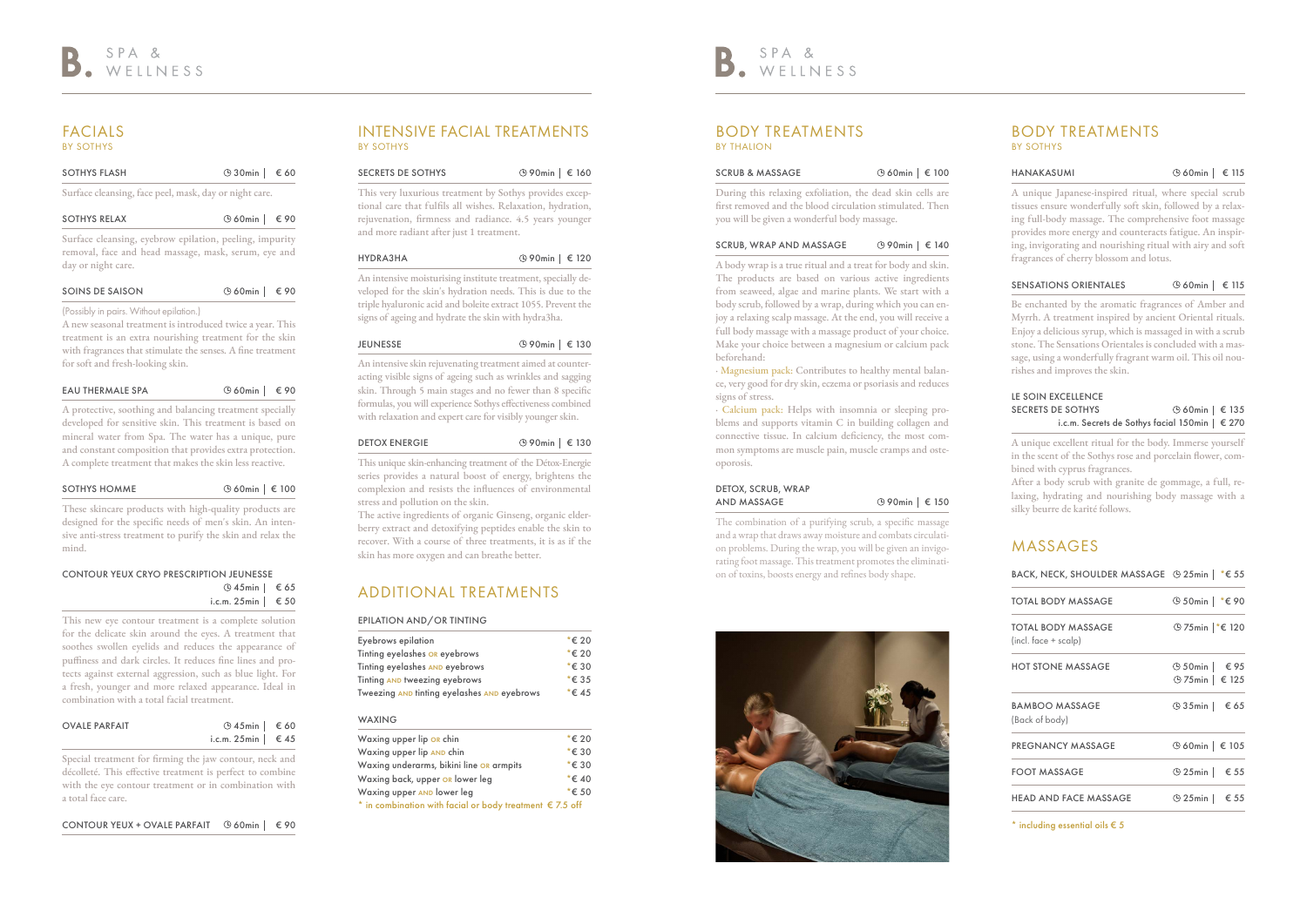# B. SPA & WELLNESS

## FACIALS
BY SOTHYS

**SOTHYS FLASH** — 30min | € 60

Surface cleansing, face peel, mask, day or night care.

**SOTHYS RELAX** — 60min | € 90

Surface cleansing, eyebrow epilation, peeling, impurity removal, face and head massage, mask, serum, eye and day or night care.

**SOINS DE SAISON** — 60min | € 90

(Possibly in pairs. Without epilation.)
A new seasonal treatment is introduced twice a year. This treatment is an extra nourishing treatment for the skin with fragrances that stimulate the senses. A fine treatment for soft and fresh-looking skin.

**EAU THERMALE SPA** — 60min | € 90

A protective, soothing and balancing treatment specially developed for sensitive skin. This treatment is based on mineral water from Spa. The water has a unique, pure and constant composition that provides extra protection. A complete treatment that makes the skin less reactive.

**SOTHYS HOMME** — 60min | € 100

These skincare products with high-quality products are designed for the specific needs of men's skin. An intensive anti-stress treatment to purify the skin and relax the mind.

**CONTOUR YEUX CRYO PRESCRIPTION JEUNESSE** — 45min | € 65; i.c.m. 25min | € 50

This new eye contour treatment is a complete solution for the delicate skin around the eyes. A treatment that soothes swollen eyelids and reduces the appearance of puffiness and dark circles. It reduces fine lines and protects against external aggression, such as blue light. For a fresh, younger and more relaxed appearance. Ideal in combination with a total facial treatment.

**OVALE PARFAIT** — 45min | € 60; i.c.m. 25min | € 45

Special treatment for firming the jaw contour, neck and décolleté. This effective treatment is perfect to combine with the eye contour treatment or in combination with a total face care.

**CONTOUR YEUX + OVALE PARFAIT** — 60min | € 90

## INTENSIVE FACIAL TREATMENTS
BY SOTHYS

**SECRETS DE SOTHYS** — 90min | € 160

This very luxurious treatment by Sothys provides exceptional care that fulfils all wishes. Relaxation, hydration, rejuvenation, firmness and radiance. 4.5 years younger and more radiant after just 1 treatment.

**HYDRA3HA** — 90min | € 120

An intensive moisturising institute treatment, specially developed for the skin's hydration needs. This is due to the triple hyaluronic acid and boleite extract 1055. Prevent the signs of ageing and hydrate the skin with hydra3ha.

**JEUNESSE** — 90min | € 130

An intensive skin rejuvenating treatment aimed at counteracting visible signs of ageing such as wrinkles and sagging skin. Through 5 main stages and no fewer than 8 specific formulas, you will experience Sothys effectiveness combined with relaxation and expert care for visibly younger skin.

**DETOX ENERGIE** — 90min | € 130

This unique skin-enhancing treatment of the Détox-Energie series provides a natural boost of energy, brightens the complexion and resists the influences of environmental stress and pollution on the skin.
The active ingredients of organic Ginseng, organic elderberry extract and detoxifying peptides enable the skin to recover. With a course of three treatments, it is as if the skin has more oxygen and can breathe better.

## ADDITIONAL TREATMENTS

### EPILATION AND/OR TINTING

| | |
|---|---|
| Eyebrows epilation | *€ 20 |
| Tinting eyelashes OR eyebrows | *€ 20 |
| Tinting eyelashes AND eyebrows | *€ 30 |
| Tinting AND tweezing eyebrows | *€ 35 |
| Tweezing AND tinting eyelashes AND eyebrows | *€ 45 |

### WAXING

| | |
|---|---|
| Waxing upper lip OR chin | *€ 20 |
| Waxing upper lip AND chin | *€ 30 |
| Waxing underarms, bikini line OR armpits | *€ 30 |
| Waxing back, upper OR lower leg | *€ 40 |
| Waxing upper AND lower leg | *€ 50 |

* in combination with facial or body treatment € 7.5 off

## BODY TREATMENTS
BY THALION

**SCRUB & MASSAGE** — 60min | € 100

During this relaxing exfoliation, the dead skin cells are first removed and the blood circulation stimulated. Then you will be given a wonderful body massage.

**SCRUB, WRAP AND MASSAGE** — 90min | € 140

A body wrap is a true ritual and a treat for body and skin. The products are based on various active ingredients from seaweed, algae and marine plants. We start with a body scrub, followed by a wrap, during which you can enjoy a relaxing scalp massage. At the end, you will receive a full body massage with a massage product of your choice. Make your choice between a magnesium or calcium pack beforehand:

- Magnesium pack: Contributes to healthy mental balance, very good for dry skin, eczema or psoriasis and reduces signs of stress.
- Calcium pack: Helps with insomnia or sleeping problems and supports vitamin C in building collagen and connective tissue. In calcium deficiency, the most common symptoms are muscle pain, muscle cramps and osteoporosis.

**DETOX, SCRUB, WRAP AND MASSAGE** — 90min | € 150

The combination of a purifying scrub, a specific massage and a wrap that draws away moisture and combats circulation problems. During the wrap, you will be given an invigorating foot massage. This treatment promotes the elimination of toxins, boosts energy and refines body shape.

## BODY TREATMENTS
BY SOTHYS

**HANAKASUMI** — 60min | € 115

A unique Japanese-inspired ritual, where special scrub tissues ensure wonderfully soft skin, followed by a relaxing full-body massage. The comprehensive foot massage provides more energy and counteracts fatigue. An inspiring, invigorating and nourishing ritual with airy and soft fragrances of cherry blossom and lotus.

**SENSATIONS ORIENTALES** — 60min | € 115

Be enchanted by the aromatic fragrances of Amber and Myrrh. A treatment inspired by ancient Oriental rituals. Enjoy a delicious syrup, which is massaged in with a scrub stone. The Sensations Orientales is concluded with a massage, using a wonderfully fragrant warm oil. This oil nourishes and improves the skin.

**LE SOIN EXCELLENCE SECRETS DE SOTHYS** — 60min | € 135; i.c.m. Secrets de Sothys facial 150min | € 270

A unique excellent ritual for the body. Immerse yourself in the scent of the Sothys rose and porcelain flower, combined with cyprus fragrances.
After a body scrub with granite de gommage, a full, relaxing, hydrating and nourishing body massage with a silky beurre de karité follows.

## MASSAGES

| | | |
|---|---|---|
| BACK, NECK, SHOULDER MASSAGE | 25min | *€ 55 |
| TOTAL BODY MASSAGE | 50min | *€ 90 |
| TOTAL BODY MASSAGE (incl. face + scalp) | 75min | *€ 120 |
| HOT STONE MASSAGE | 50min / 75min | € 95 / € 125 |
| BAMBOO MASSAGE (Back of body) | 35min | € 65 |
| PREGNANCY MASSAGE | 60min | € 105 |
| FOOT MASSAGE | 25min | € 55 |
| HEAD AND FACE MASSAGE | 25min | € 55 |

* including essential oils € 5